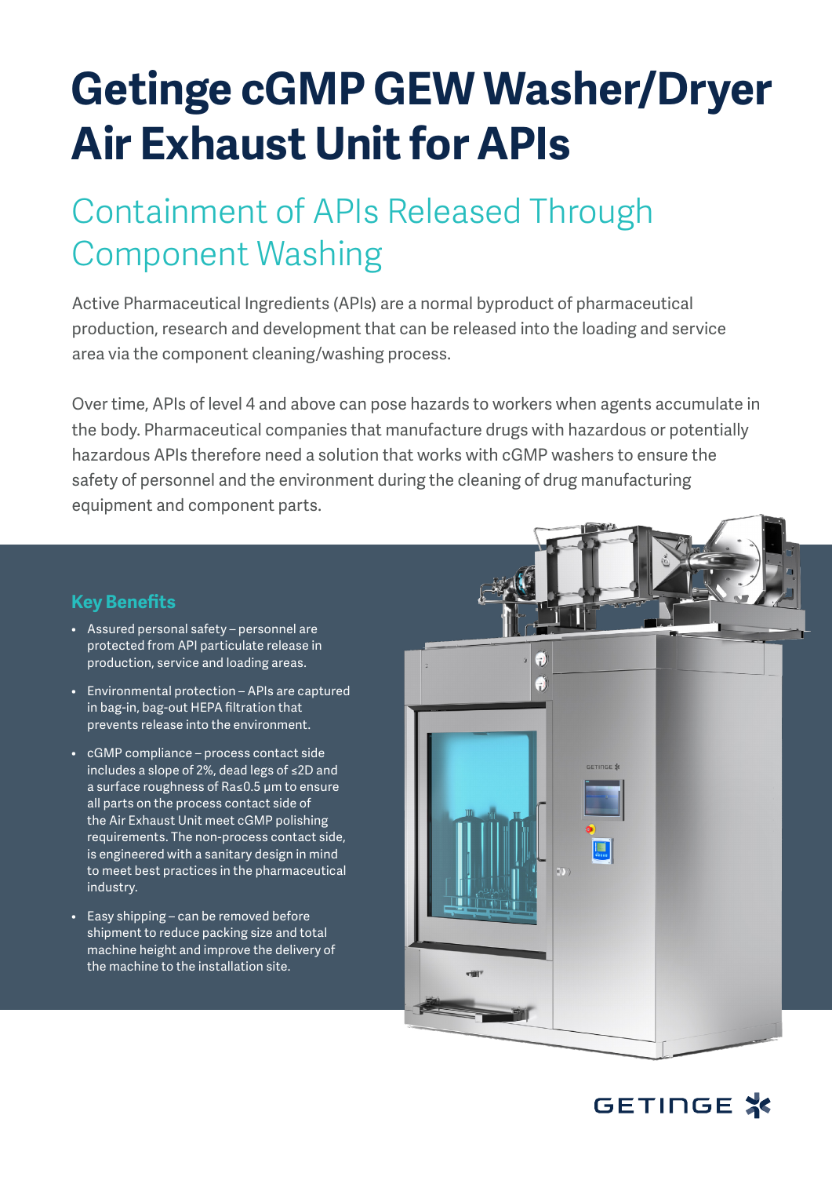# Getinge cGMP GEW Washer/Dryer Air Exhaust Unit for APIs

## Containment of APIs Released Through Component Washing

Active Pharmaceutical Ingredients (APIs) are a normal byproduct of pharmaceutical production, research and development that can be released into the loading and service area via the component cleaning/washing process.

Over time, APIs of level 4 and above can pose hazards to workers when agents accumulate in the body. Pharmaceutical companies that manufacture drugs with hazardous or potentially hazardous APIs therefore need a solution that works with cGMP washers to ensure the safety of personnel and the environment during the cleaning of drug manufacturing equipment and component parts.

### Key Benefits

- Assured personal safety – personnel are protected from API particulate release in production, service and loading areas.
- Environmental protection – APIs are captured in bag-in, bag-out HEPA filtration that prevents release into the environment.
- cGMP compliance – process contact side includes a slope of 2%, dead legs of ≤2D and a surface roughness of Ra≤0.5 µm to ensure all parts on the process contact side of the Air Exhaust Unit meet cGMP polishing requirements. The non-process contact side, is engineered with a sanitary design in mind to meet best practices in the pharmaceutical industry.
- Easy shipping – can be removed before shipment to reduce packing size and total machine height and improve the delivery of the machine to the installation site.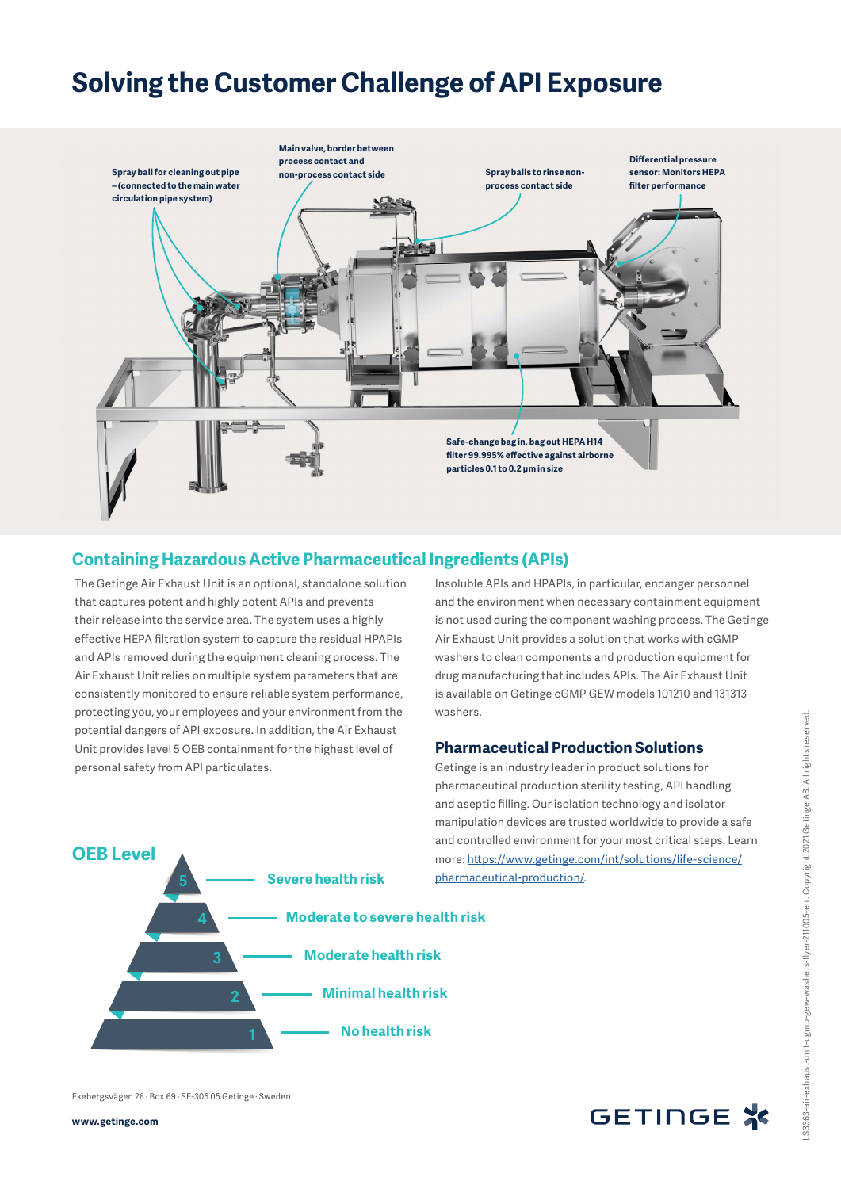# Solving the Customer Challenge of API Exposure

Spray ball for cleaning out pipe – (connected to the main water circulation pipe system)

Main valve, border between process contact and non-process contact side

Spray balls to rinse non-process contact side

Differential pressure sensor: Monitors HEPA filter performance

Safe-change bag in, bag out HEPA H14 filter 99.995% effective against airborne particles 0.1 to 0.2 µm in size

## Containing Hazardous Active Pharmaceutical Ingredients (APIs)

The Getinge Air Exhaust Unit is an optional, standalone solution that captures potent and highly potent APIs and prevents their release into the service area. The system uses a highly effective HEPA filtration system to capture the residual HPAPIs and APIs removed during the equipment cleaning process. The Air Exhaust Unit relies on multiple system parameters that are consistently monitored to ensure reliable system performance, protecting you, your employees and your environment from the potential dangers of API exposure. In addition, the Air Exhaust Unit provides level 5 OEB containment for the highest level of personal safety from API particulates.

Insoluble APIs and HPAPIs, in particular, endanger personnel and the environment when necessary containment equipment is not used during the component washing process. The Getinge Air Exhaust Unit provides a solution that works with cGMP washers to clean components and production equipment for drug manufacturing that includes APIs. The Air Exhaust Unit is available on Getinge cGMP GEW models 101210 and 131313 washers.

### Pharmaceutical Production Solutions

Getinge is an industry leader in product solutions for pharmaceutical production sterility testing, API handling and aseptic filling. Our isolation technology and isolator manipulation devices are trusted worldwide to provide a safe and controlled environment for your most critical steps. Learn more: [https://www.getinge.com/int/solutions/life-science/pharmaceutical-production/](https://www.getinge.com/int/solutions/life-science/pharmaceutical-production/).

## OEB Level

5 Severe health risk

4 Moderate to severe health risk

3 Moderate health risk

2 Minimal health risk

1 No health risk

Ekebergsvägen 26 · Box 69 · SE-305 05 Getinge · Sweden

**www.getinge.com**

GETINGE

LS3363-air-exhaust-unit-cgmp-gew-washers-flyer-211005-en. Copyright 2021 Getinge AB. All rights reserved.